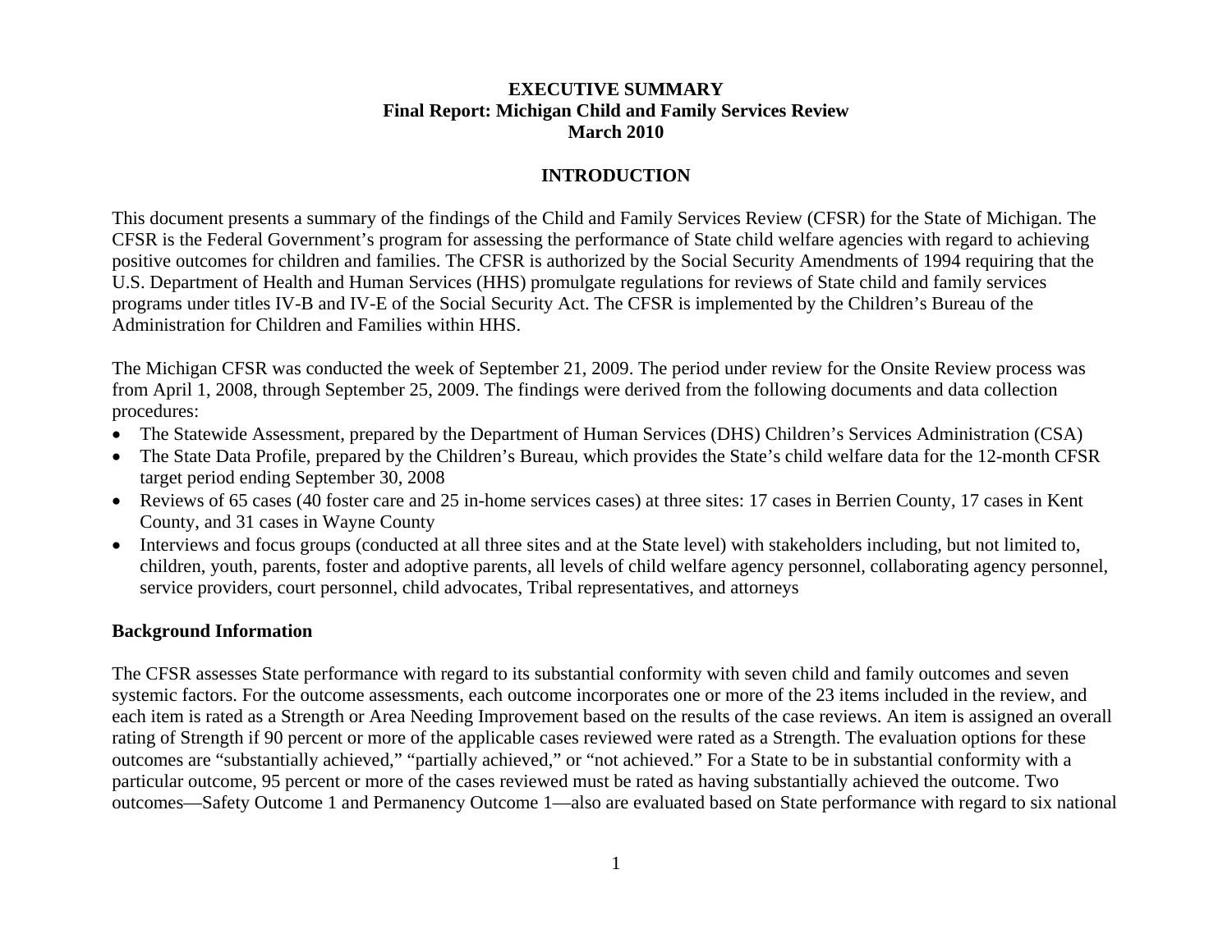# EXECUTIVE SUMMARY
## Final Report: Michigan Child and Family Services Review
## March 2010

## INTRODUCTION

This document presents a summary of the findings of the Child and Family Services Review (CFSR) for the State of Michigan. The CFSR is the Federal Government's program for assessing the performance of State child welfare agencies with regard to achieving positive outcomes for children and families. The CFSR is authorized by the Social Security Amendments of 1994 requiring that the U.S. Department of Health and Human Services (HHS) promulgate regulations for reviews of State child and family services programs under titles IV-B and IV-E of the Social Security Act. The CFSR is implemented by the Children's Bureau of the Administration for Children and Families within HHS.

The Michigan CFSR was conducted the week of September 21, 2009. The period under review for the Onsite Review process was from April 1, 2008, through September 25, 2009. The findings were derived from the following documents and data collection procedures:

- The Statewide Assessment, prepared by the Department of Human Services (DHS) Children's Services Administration (CSA)
- The State Data Profile, prepared by the Children's Bureau, which provides the State's child welfare data for the 12-month CFSR target period ending September 30, 2008
- Reviews of 65 cases (40 foster care and 25 in-home services cases) at three sites: 17 cases in Berrien County, 17 cases in Kent County, and 31 cases in Wayne County
- Interviews and focus groups (conducted at all three sites and at the State level) with stakeholders including, but not limited to, children, youth, parents, foster and adoptive parents, all levels of child welfare agency personnel, collaborating agency personnel, service providers, court personnel, child advocates, Tribal representatives, and attorneys

### Background Information

The CFSR assesses State performance with regard to its substantial conformity with seven child and family outcomes and seven systemic factors. For the outcome assessments, each outcome incorporates one or more of the 23 items included in the review, and each item is rated as a Strength or Area Needing Improvement based on the results of the case reviews. An item is assigned an overall rating of Strength if 90 percent or more of the applicable cases reviewed were rated as a Strength. The evaluation options for these outcomes are "substantially achieved," "partially achieved," or "not achieved." For a State to be in substantial conformity with a particular outcome, 95 percent or more of the cases reviewed must be rated as having substantially achieved the outcome. Two outcomes—Safety Outcome 1 and Permanency Outcome 1—also are evaluated based on State performance with regard to six national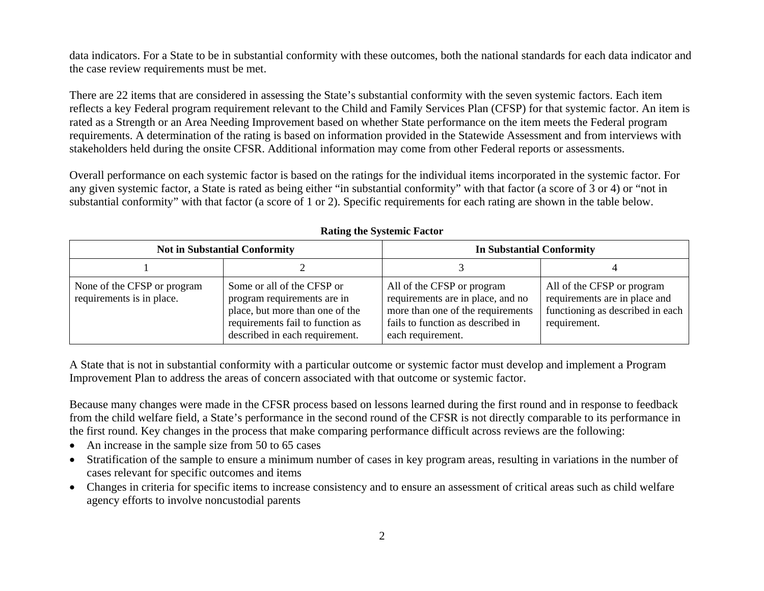data indicators. For a State to be in substantial conformity with these outcomes, both the national standards for each data indicator and the case review requirements must be met.

There are 22 items that are considered in assessing the State's substantial conformity with the seven systemic factors. Each item reflects a key Federal program requirement relevant to the Child and Family Services Plan (CFSP) for that systemic factor. An item is rated as a Strength or an Area Needing Improvement based on whether State performance on the item meets the Federal program requirements. A determination of the rating is based on information provided in the Statewide Assessment and from interviews with stakeholders held during the onsite CFSR. Additional information may come from other Federal reports or assessments.

Overall performance on each systemic factor is based on the ratings for the individual items incorporated in the systemic factor. For any given systemic factor, a State is rated as being either "in substantial conformity" with that factor (a score of 3 or 4) or "not in substantial conformity" with that factor (a score of 1 or 2). Specific requirements for each rating are shown in the table below.

**Rating the Systemic Factor**

| Not in Substantial Conformity | | In Substantial Conformity | |
|---|---|---|---|
| 1 | 2 | 3 | 4 |
| None of the CFSP or program requirements is in place. | Some or all of the CFSP or program requirements are in place, but more than one of the requirements fail to function as described in each requirement. | All of the CFSP or program requirements are in place, and no more than one of the requirements fails to function as described in each requirement. | All of the CFSP or program requirements are in place and functioning as described in each requirement. |

A State that is not in substantial conformity with a particular outcome or systemic factor must develop and implement a Program Improvement Plan to address the areas of concern associated with that outcome or systemic factor.

Because many changes were made in the CFSR process based on lessons learned during the first round and in response to feedback from the child welfare field, a State's performance in the second round of the CFSR is not directly comparable to its performance in the first round. Key changes in the process that make comparing performance difficult across reviews are the following:

- An increase in the sample size from 50 to 65 cases
- Stratification of the sample to ensure a minimum number of cases in key program areas, resulting in variations in the number of cases relevant for specific outcomes and items
- Changes in criteria for specific items to increase consistency and to ensure an assessment of critical areas such as child welfare agency efforts to involve noncustodial parents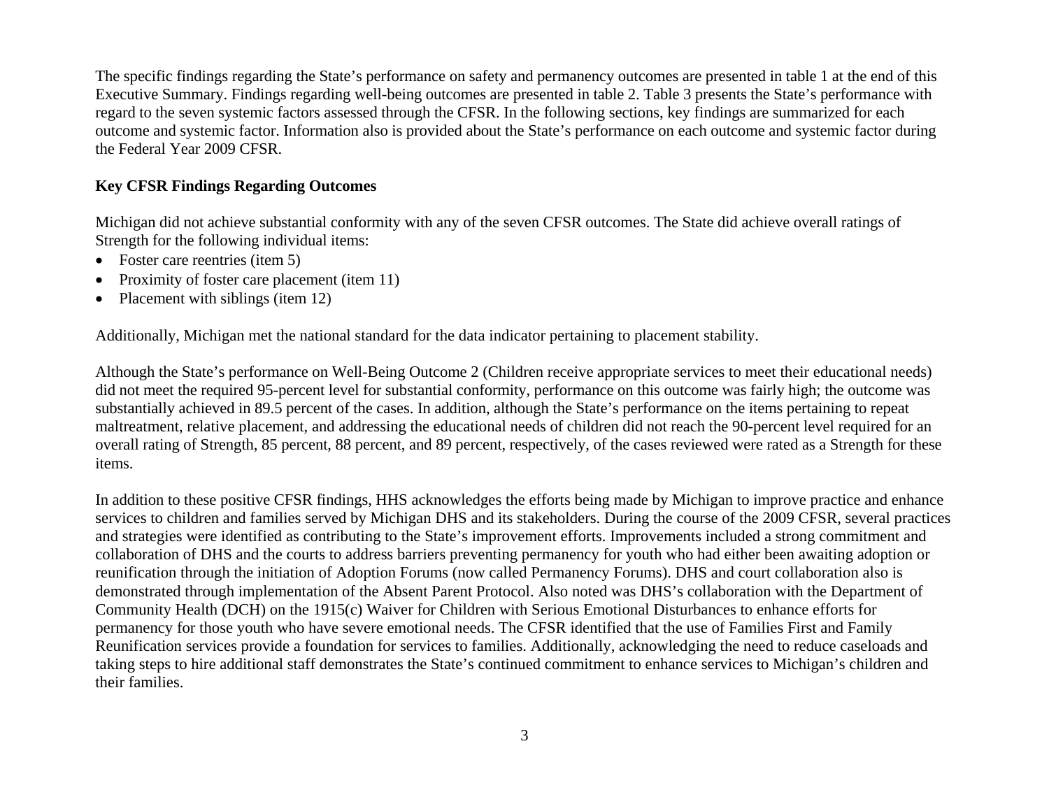The specific findings regarding the State's performance on safety and permanency outcomes are presented in table 1 at the end of this Executive Summary. Findings regarding well-being outcomes are presented in table 2. Table 3 presents the State's performance with regard to the seven systemic factors assessed through the CFSR. In the following sections, key findings are summarized for each outcome and systemic factor. Information also is provided about the State's performance on each outcome and systemic factor during the Federal Year 2009 CFSR.

**Key CFSR Findings Regarding Outcomes**

Michigan did not achieve substantial conformity with any of the seven CFSR outcomes. The State did achieve overall ratings of Strength for the following individual items:

- Foster care reentries (item 5)
- Proximity of foster care placement (item 11)
- Placement with siblings (item 12)

Additionally, Michigan met the national standard for the data indicator pertaining to placement stability.

Although the State's performance on Well-Being Outcome 2 (Children receive appropriate services to meet their educational needs) did not meet the required 95-percent level for substantial conformity, performance on this outcome was fairly high; the outcome was substantially achieved in 89.5 percent of the cases. In addition, although the State's performance on the items pertaining to repeat maltreatment, relative placement, and addressing the educational needs of children did not reach the 90-percent level required for an overall rating of Strength, 85 percent, 88 percent, and 89 percent, respectively, of the cases reviewed were rated as a Strength for these items.

In addition to these positive CFSR findings, HHS acknowledges the efforts being made by Michigan to improve practice and enhance services to children and families served by Michigan DHS and its stakeholders. During the course of the 2009 CFSR, several practices and strategies were identified as contributing to the State's improvement efforts. Improvements included a strong commitment and collaboration of DHS and the courts to address barriers preventing permanency for youth who had either been awaiting adoption or reunification through the initiation of Adoption Forums (now called Permanency Forums). DHS and court collaboration also is demonstrated through implementation of the Absent Parent Protocol. Also noted was DHS's collaboration with the Department of Community Health (DCH) on the 1915(c) Waiver for Children with Serious Emotional Disturbances to enhance efforts for permanency for those youth who have severe emotional needs. The CFSR identified that the use of Families First and Family Reunification services provide a foundation for services to families. Additionally, acknowledging the need to reduce caseloads and taking steps to hire additional staff demonstrates the State's continued commitment to enhance services to Michigan's children and their families.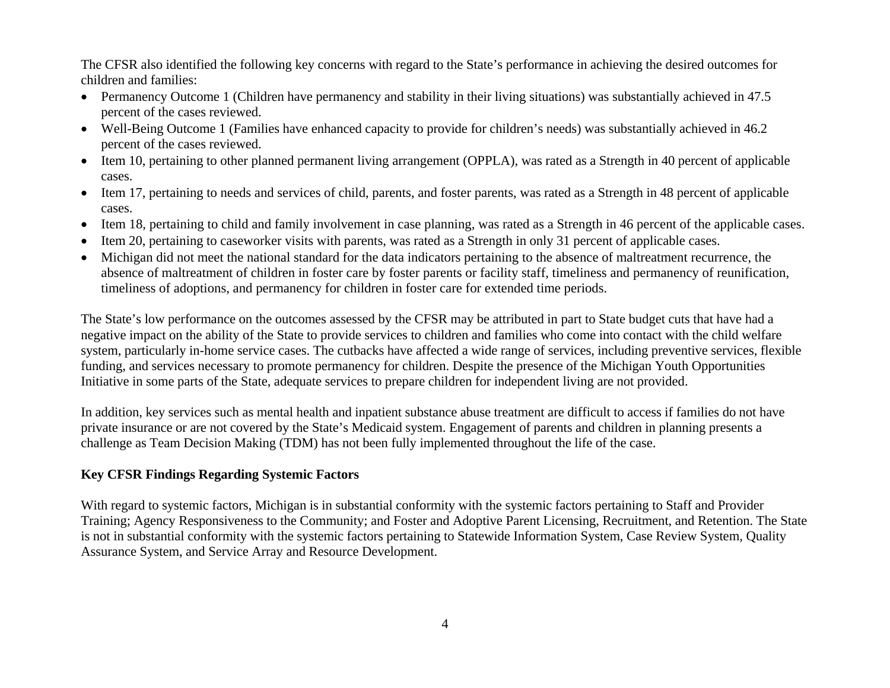The CFSR also identified the following key concerns with regard to the State's performance in achieving the desired outcomes for children and families:

- Permanency Outcome 1 (Children have permanency and stability in their living situations) was substantially achieved in 47.5 percent of the cases reviewed.
- Well-Being Outcome 1 (Families have enhanced capacity to provide for children's needs) was substantially achieved in 46.2 percent of the cases reviewed.
- Item 10, pertaining to other planned permanent living arrangement (OPPLA), was rated as a Strength in 40 percent of applicable cases.
- Item 17, pertaining to needs and services of child, parents, and foster parents, was rated as a Strength in 48 percent of applicable cases.
- Item 18, pertaining to child and family involvement in case planning, was rated as a Strength in 46 percent of the applicable cases.
- Item 20, pertaining to caseworker visits with parents, was rated as a Strength in only 31 percent of applicable cases.
- Michigan did not meet the national standard for the data indicators pertaining to the absence of maltreatment recurrence, the absence of maltreatment of children in foster care by foster parents or facility staff, timeliness and permanency of reunification, timeliness of adoptions, and permanency for children in foster care for extended time periods.

The State's low performance on the outcomes assessed by the CFSR may be attributed in part to State budget cuts that have had a negative impact on the ability of the State to provide services to children and families who come into contact with the child welfare system, particularly in-home service cases. The cutbacks have affected a wide range of services, including preventive services, flexible funding, and services necessary to promote permanency for children. Despite the presence of the Michigan Youth Opportunities Initiative in some parts of the State, adequate services to prepare children for independent living are not provided.

In addition, key services such as mental health and inpatient substance abuse treatment are difficult to access if families do not have private insurance or are not covered by the State's Medicaid system. Engagement of parents and children in planning presents a challenge as Team Decision Making (TDM) has not been fully implemented throughout the life of the case.

**Key CFSR Findings Regarding Systemic Factors**

With regard to systemic factors, Michigan is in substantial conformity with the systemic factors pertaining to Staff and Provider Training; Agency Responsiveness to the Community; and Foster and Adoptive Parent Licensing, Recruitment, and Retention. The State is not in substantial conformity with the systemic factors pertaining to Statewide Information System, Case Review System, Quality Assurance System, and Service Array and Resource Development.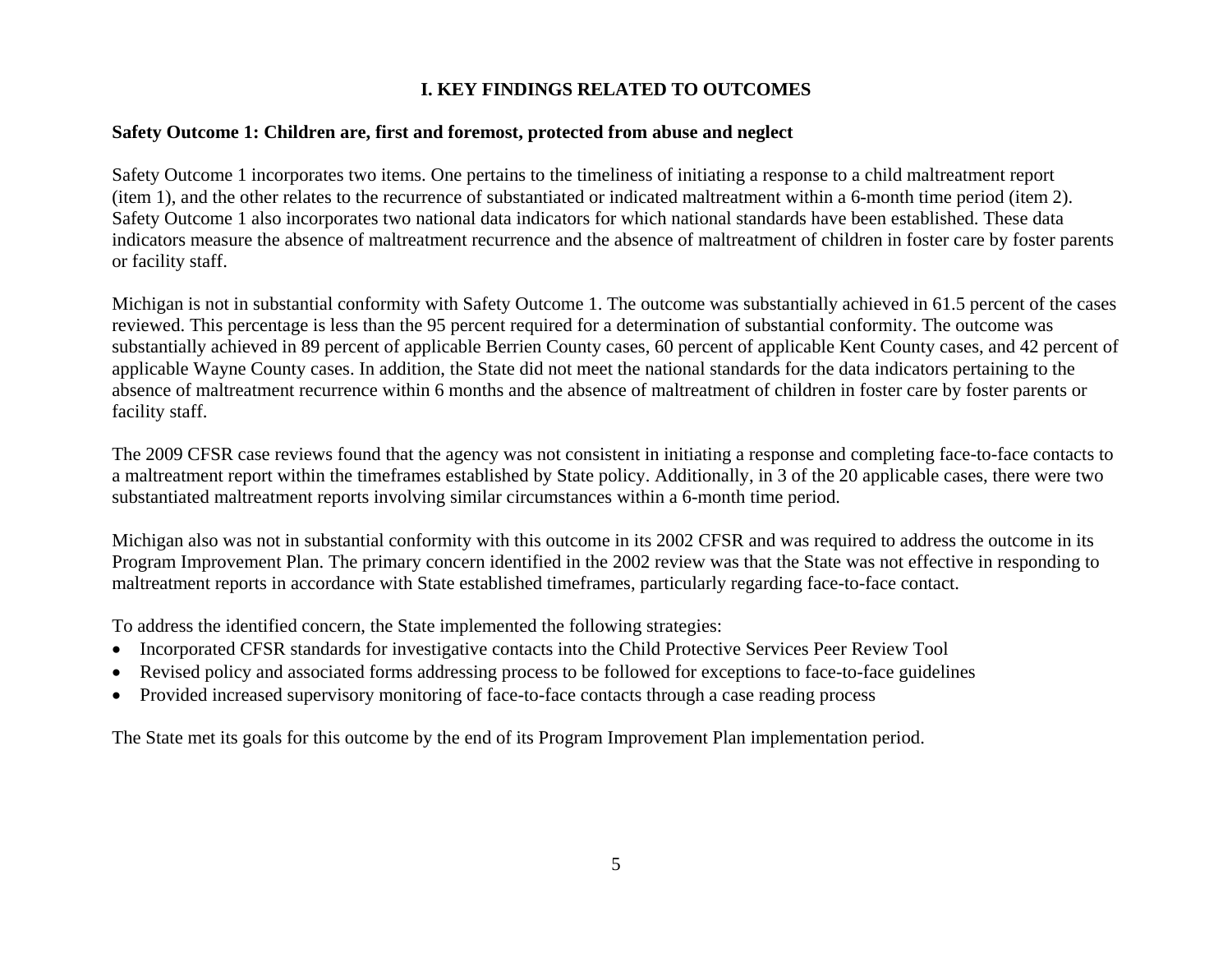# I. KEY FINDINGS RELATED TO OUTCOMES

## Safety Outcome 1: Children are, first and foremost, protected from abuse and neglect

Safety Outcome 1 incorporates two items. One pertains to the timeliness of initiating a response to a child maltreatment report (item 1), and the other relates to the recurrence of substantiated or indicated maltreatment within a 6-month time period (item 2). Safety Outcome 1 also incorporates two national data indicators for which national standards have been established. These data indicators measure the absence of maltreatment recurrence and the absence of maltreatment of children in foster care by foster parents or facility staff.

Michigan is not in substantial conformity with Safety Outcome 1. The outcome was substantially achieved in 61.5 percent of the cases reviewed. This percentage is less than the 95 percent required for a determination of substantial conformity. The outcome was substantially achieved in 89 percent of applicable Berrien County cases, 60 percent of applicable Kent County cases, and 42 percent of applicable Wayne County cases. In addition, the State did not meet the national standards for the data indicators pertaining to the absence of maltreatment recurrence within 6 months and the absence of maltreatment of children in foster care by foster parents or facility staff.

The 2009 CFSR case reviews found that the agency was not consistent in initiating a response and completing face-to-face contacts to a maltreatment report within the timeframes established by State policy. Additionally, in 3 of the 20 applicable cases, there were two substantiated maltreatment reports involving similar circumstances within a 6-month time period.

Michigan also was not in substantial conformity with this outcome in its 2002 CFSR and was required to address the outcome in its Program Improvement Plan. The primary concern identified in the 2002 review was that the State was not effective in responding to maltreatment reports in accordance with State established timeframes, particularly regarding face-to-face contact.

To address the identified concern, the State implemented the following strategies:

- Incorporated CFSR standards for investigative contacts into the Child Protective Services Peer Review Tool
- Revised policy and associated forms addressing process to be followed for exceptions to face-to-face guidelines
- Provided increased supervisory monitoring of face-to-face contacts through a case reading process

The State met its goals for this outcome by the end of its Program Improvement Plan implementation period.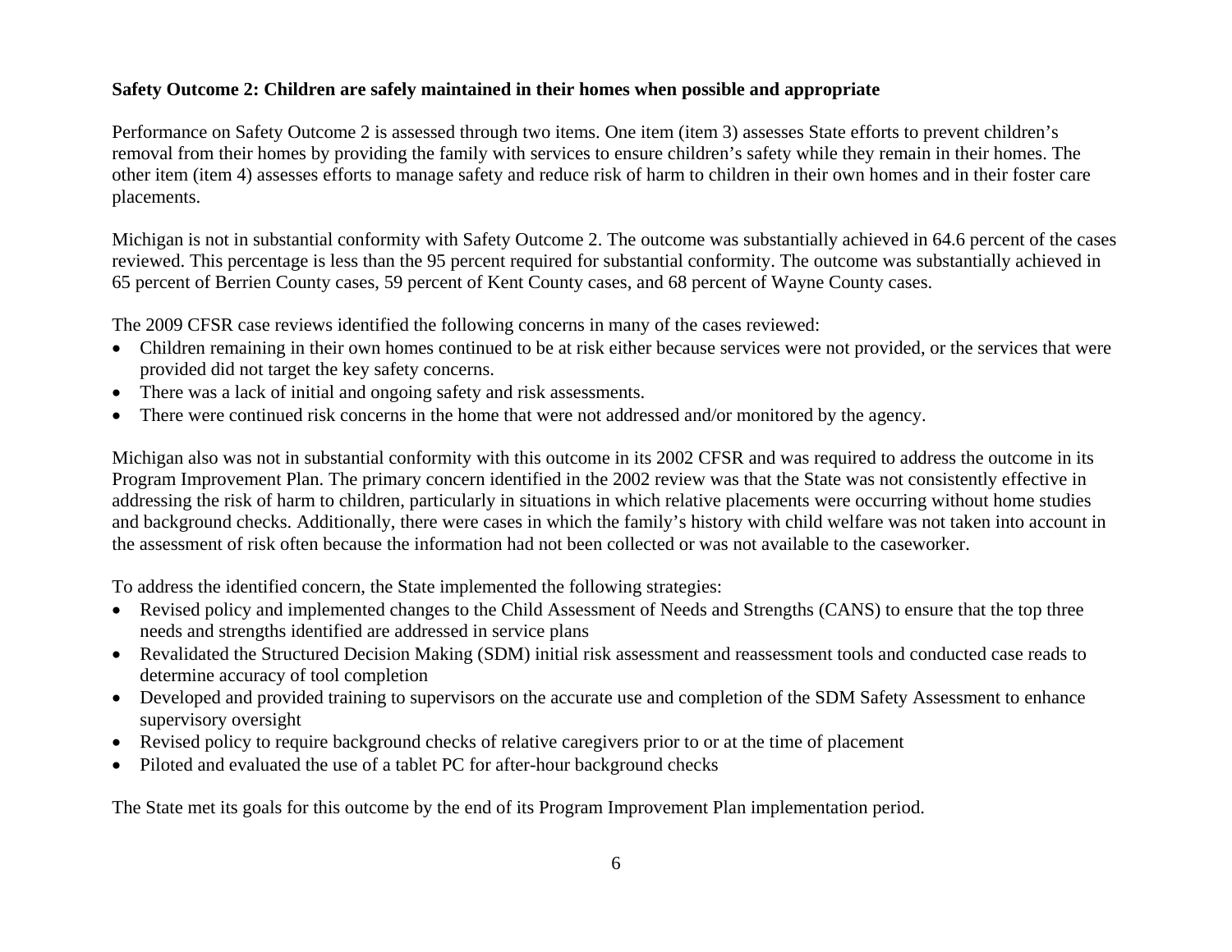**Safety Outcome 2: Children are safely maintained in their homes when possible and appropriate**

Performance on Safety Outcome 2 is assessed through two items. One item (item 3) assesses State efforts to prevent children's removal from their homes by providing the family with services to ensure children's safety while they remain in their homes. The other item (item 4) assesses efforts to manage safety and reduce risk of harm to children in their own homes and in their foster care placements.

Michigan is not in substantial conformity with Safety Outcome 2. The outcome was substantially achieved in 64.6 percent of the cases reviewed. This percentage is less than the 95 percent required for substantial conformity. The outcome was substantially achieved in 65 percent of Berrien County cases, 59 percent of Kent County cases, and 68 percent of Wayne County cases.

The 2009 CFSR case reviews identified the following concerns in many of the cases reviewed:

- Children remaining in their own homes continued to be at risk either because services were not provided, or the services that were provided did not target the key safety concerns.
- There was a lack of initial and ongoing safety and risk assessments.
- There were continued risk concerns in the home that were not addressed and/or monitored by the agency.

Michigan also was not in substantial conformity with this outcome in its 2002 CFSR and was required to address the outcome in its Program Improvement Plan. The primary concern identified in the 2002 review was that the State was not consistently effective in addressing the risk of harm to children, particularly in situations in which relative placements were occurring without home studies and background checks. Additionally, there were cases in which the family's history with child welfare was not taken into account in the assessment of risk often because the information had not been collected or was not available to the caseworker.

To address the identified concern, the State implemented the following strategies:

- Revised policy and implemented changes to the Child Assessment of Needs and Strengths (CANS) to ensure that the top three needs and strengths identified are addressed in service plans
- Revalidated the Structured Decision Making (SDM) initial risk assessment and reassessment tools and conducted case reads to determine accuracy of tool completion
- Developed and provided training to supervisors on the accurate use and completion of the SDM Safety Assessment to enhance supervisory oversight
- Revised policy to require background checks of relative caregivers prior to or at the time of placement
- Piloted and evaluated the use of a tablet PC for after-hour background checks

The State met its goals for this outcome by the end of its Program Improvement Plan implementation period.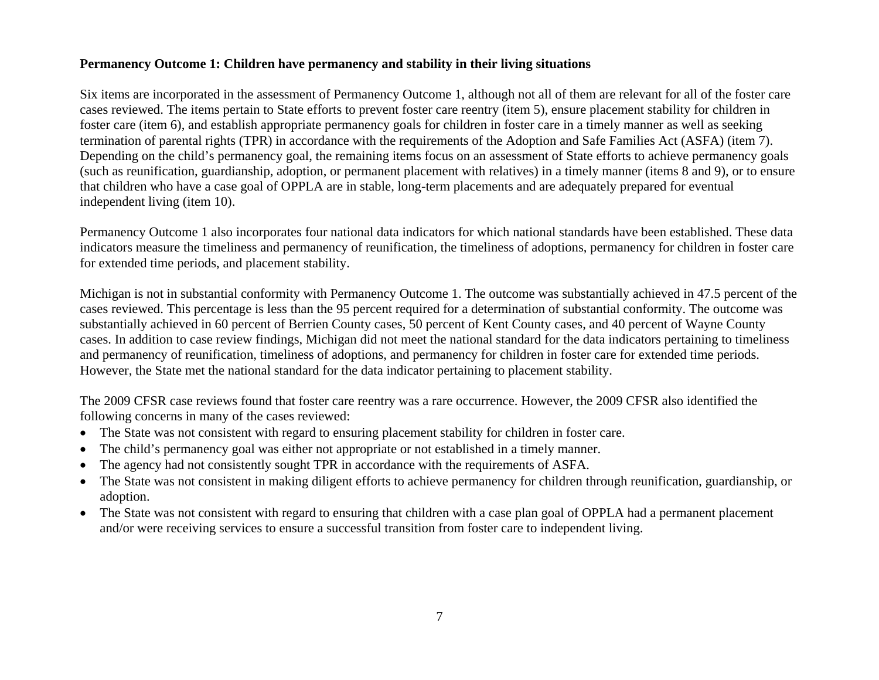**Permanency Outcome 1: Children have permanency and stability in their living situations**

Six items are incorporated in the assessment of Permanency Outcome 1, although not all of them are relevant for all of the foster care cases reviewed. The items pertain to State efforts to prevent foster care reentry (item 5), ensure placement stability for children in foster care (item 6), and establish appropriate permanency goals for children in foster care in a timely manner as well as seeking termination of parental rights (TPR) in accordance with the requirements of the Adoption and Safe Families Act (ASFA) (item 7). Depending on the child's permanency goal, the remaining items focus on an assessment of State efforts to achieve permanency goals (such as reunification, guardianship, adoption, or permanent placement with relatives) in a timely manner (items 8 and 9), or to ensure that children who have a case goal of OPPLA are in stable, long-term placements and are adequately prepared for eventual independent living (item 10).

Permanency Outcome 1 also incorporates four national data indicators for which national standards have been established. These data indicators measure the timeliness and permanency of reunification, the timeliness of adoptions, permanency for children in foster care for extended time periods, and placement stability.

Michigan is not in substantial conformity with Permanency Outcome 1. The outcome was substantially achieved in 47.5 percent of the cases reviewed. This percentage is less than the 95 percent required for a determination of substantial conformity. The outcome was substantially achieved in 60 percent of Berrien County cases, 50 percent of Kent County cases, and 40 percent of Wayne County cases. In addition to case review findings, Michigan did not meet the national standard for the data indicators pertaining to timeliness and permanency of reunification, timeliness of adoptions, and permanency for children in foster care for extended time periods. However, the State met the national standard for the data indicator pertaining to placement stability.

The 2009 CFSR case reviews found that foster care reentry was a rare occurrence. However, the 2009 CFSR also identified the following concerns in many of the cases reviewed:

- The State was not consistent with regard to ensuring placement stability for children in foster care.
- The child's permanency goal was either not appropriate or not established in a timely manner.
- The agency had not consistently sought TPR in accordance with the requirements of ASFA.
- The State was not consistent in making diligent efforts to achieve permanency for children through reunification, guardianship, or adoption.
- The State was not consistent with regard to ensuring that children with a case plan goal of OPPLA had a permanent placement and/or were receiving services to ensure a successful transition from foster care to independent living.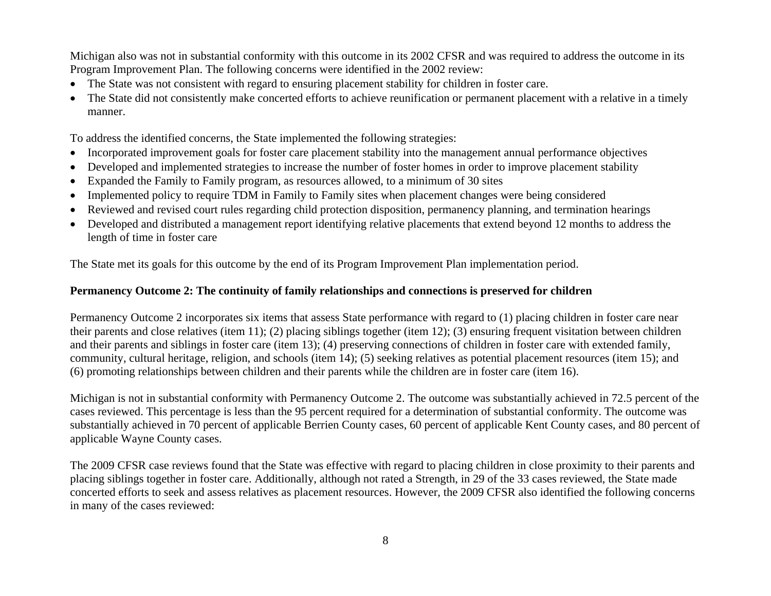Michigan also was not in substantial conformity with this outcome in its 2002 CFSR and was required to address the outcome in its Program Improvement Plan. The following concerns were identified in the 2002 review:

- The State was not consistent with regard to ensuring placement stability for children in foster care.
- The State did not consistently make concerted efforts to achieve reunification or permanent placement with a relative in a timely manner.

To address the identified concerns, the State implemented the following strategies:

- Incorporated improvement goals for foster care placement stability into the management annual performance objectives
- Developed and implemented strategies to increase the number of foster homes in order to improve placement stability
- Expanded the Family to Family program, as resources allowed, to a minimum of 30 sites
- Implemented policy to require TDM in Family to Family sites when placement changes were being considered
- Reviewed and revised court rules regarding child protection disposition, permanency planning, and termination hearings
- Developed and distributed a management report identifying relative placements that extend beyond 12 months to address the length of time in foster care

The State met its goals for this outcome by the end of its Program Improvement Plan implementation period.

**Permanency Outcome 2: The continuity of family relationships and connections is preserved for children**

Permanency Outcome 2 incorporates six items that assess State performance with regard to (1) placing children in foster care near their parents and close relatives (item 11); (2) placing siblings together (item 12); (3) ensuring frequent visitation between children and their parents and siblings in foster care (item 13); (4) preserving connections of children in foster care with extended family, community, cultural heritage, religion, and schools (item 14); (5) seeking relatives as potential placement resources (item 15); and (6) promoting relationships between children and their parents while the children are in foster care (item 16).

Michigan is not in substantial conformity with Permanency Outcome 2. The outcome was substantially achieved in 72.5 percent of the cases reviewed. This percentage is less than the 95 percent required for a determination of substantial conformity. The outcome was substantially achieved in 70 percent of applicable Berrien County cases, 60 percent of applicable Kent County cases, and 80 percent of applicable Wayne County cases.

The 2009 CFSR case reviews found that the State was effective with regard to placing children in close proximity to their parents and placing siblings together in foster care. Additionally, although not rated a Strength, in 29 of the 33 cases reviewed, the State made concerted efforts to seek and assess relatives as placement resources. However, the 2009 CFSR also identified the following concerns in many of the cases reviewed: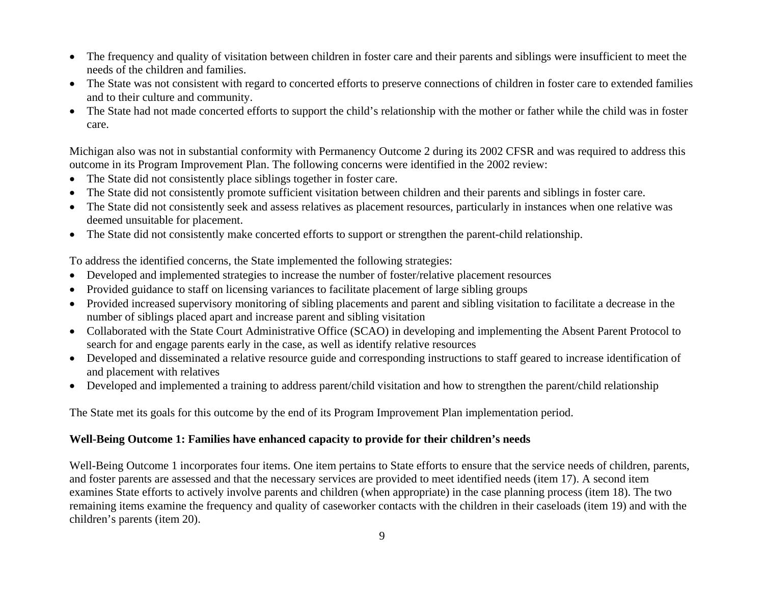- The frequency and quality of visitation between children in foster care and their parents and siblings were insufficient to meet the needs of the children and families.
- The State was not consistent with regard to concerted efforts to preserve connections of children in foster care to extended families and to their culture and community.
- The State had not made concerted efforts to support the child's relationship with the mother or father while the child was in foster care.

Michigan also was not in substantial conformity with Permanency Outcome 2 during its 2002 CFSR and was required to address this outcome in its Program Improvement Plan. The following concerns were identified in the 2002 review:

- The State did not consistently place siblings together in foster care.
- The State did not consistently promote sufficient visitation between children and their parents and siblings in foster care.
- The State did not consistently seek and assess relatives as placement resources, particularly in instances when one relative was deemed unsuitable for placement.
- The State did not consistently make concerted efforts to support or strengthen the parent-child relationship.

To address the identified concerns, the State implemented the following strategies:

- Developed and implemented strategies to increase the number of foster/relative placement resources
- Provided guidance to staff on licensing variances to facilitate placement of large sibling groups
- Provided increased supervisory monitoring of sibling placements and parent and sibling visitation to facilitate a decrease in the number of siblings placed apart and increase parent and sibling visitation
- Collaborated with the State Court Administrative Office (SCAO) in developing and implementing the Absent Parent Protocol to search for and engage parents early in the case, as well as identify relative resources
- Developed and disseminated a relative resource guide and corresponding instructions to staff geared to increase identification of and placement with relatives
- Developed and implemented a training to address parent/child visitation and how to strengthen the parent/child relationship

The State met its goals for this outcome by the end of its Program Improvement Plan implementation period.

**Well-Being Outcome 1: Families have enhanced capacity to provide for their children's needs**

Well-Being Outcome 1 incorporates four items. One item pertains to State efforts to ensure that the service needs of children, parents, and foster parents are assessed and that the necessary services are provided to meet identified needs (item 17). A second item examines State efforts to actively involve parents and children (when appropriate) in the case planning process (item 18). The two remaining items examine the frequency and quality of caseworker contacts with the children in their caseloads (item 19) and with the children's parents (item 20).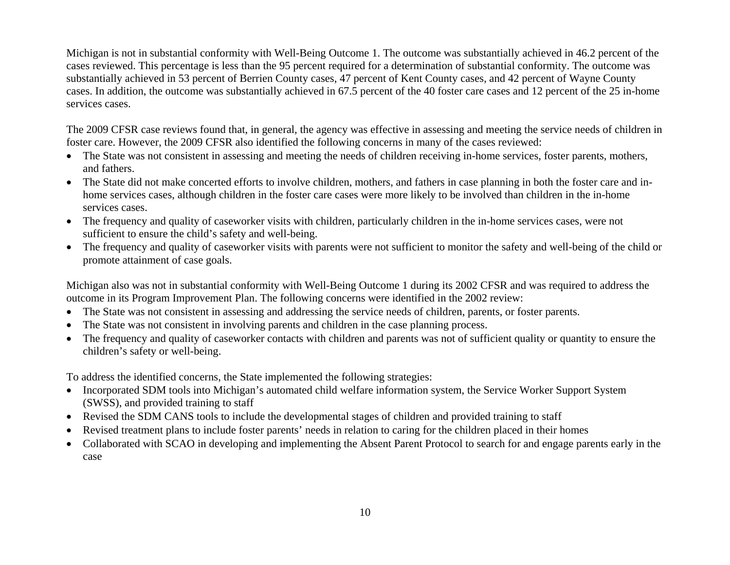Michigan is not in substantial conformity with Well-Being Outcome 1. The outcome was substantially achieved in 46.2 percent of the cases reviewed. This percentage is less than the 95 percent required for a determination of substantial conformity. The outcome was substantially achieved in 53 percent of Berrien County cases, 47 percent of Kent County cases, and 42 percent of Wayne County cases. In addition, the outcome was substantially achieved in 67.5 percent of the 40 foster care cases and 12 percent of the 25 in-home services cases.

The 2009 CFSR case reviews found that, in general, the agency was effective in assessing and meeting the service needs of children in foster care. However, the 2009 CFSR also identified the following concerns in many of the cases reviewed:

- The State was not consistent in assessing and meeting the needs of children receiving in-home services, foster parents, mothers, and fathers.
- The State did not make concerted efforts to involve children, mothers, and fathers in case planning in both the foster care and in-home services cases, although children in the foster care cases were more likely to be involved than children in the in-home services cases.
- The frequency and quality of caseworker visits with children, particularly children in the in-home services cases, were not sufficient to ensure the child's safety and well-being.
- The frequency and quality of caseworker visits with parents were not sufficient to monitor the safety and well-being of the child or promote attainment of case goals.

Michigan also was not in substantial conformity with Well-Being Outcome 1 during its 2002 CFSR and was required to address the outcome in its Program Improvement Plan. The following concerns were identified in the 2002 review:

- The State was not consistent in assessing and addressing the service needs of children, parents, or foster parents.
- The State was not consistent in involving parents and children in the case planning process.
- The frequency and quality of caseworker contacts with children and parents was not of sufficient quality or quantity to ensure the children's safety or well-being.

To address the identified concerns, the State implemented the following strategies:

- Incorporated SDM tools into Michigan's automated child welfare information system, the Service Worker Support System (SWSS), and provided training to staff
- Revised the SDM CANS tools to include the developmental stages of children and provided training to staff
- Revised treatment plans to include foster parents' needs in relation to caring for the children placed in their homes
- Collaborated with SCAO in developing and implementing the Absent Parent Protocol to search for and engage parents early in the case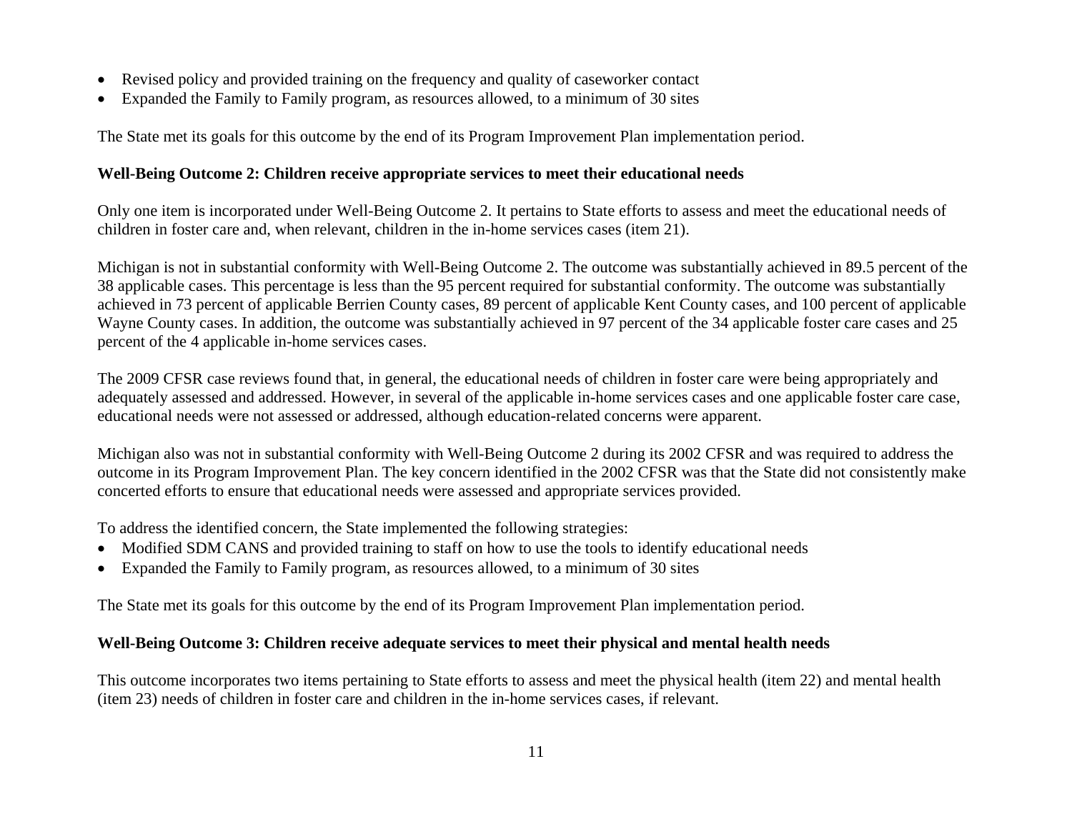- Revised policy and provided training on the frequency and quality of caseworker contact
- Expanded the Family to Family program, as resources allowed, to a minimum of 30 sites

The State met its goals for this outcome by the end of its Program Improvement Plan implementation period.

**Well-Being Outcome 2: Children receive appropriate services to meet their educational needs**

Only one item is incorporated under Well-Being Outcome 2. It pertains to State efforts to assess and meet the educational needs of children in foster care and, when relevant, children in the in-home services cases (item 21).

Michigan is not in substantial conformity with Well-Being Outcome 2. The outcome was substantially achieved in 89.5 percent of the 38 applicable cases. This percentage is less than the 95 percent required for substantial conformity. The outcome was substantially achieved in 73 percent of applicable Berrien County cases, 89 percent of applicable Kent County cases, and 100 percent of applicable Wayne County cases. In addition, the outcome was substantially achieved in 97 percent of the 34 applicable foster care cases and 25 percent of the 4 applicable in-home services cases.

The 2009 CFSR case reviews found that, in general, the educational needs of children in foster care were being appropriately and adequately assessed and addressed. However, in several of the applicable in-home services cases and one applicable foster care case, educational needs were not assessed or addressed, although education-related concerns were apparent.

Michigan also was not in substantial conformity with Well-Being Outcome 2 during its 2002 CFSR and was required to address the outcome in its Program Improvement Plan. The key concern identified in the 2002 CFSR was that the State did not consistently make concerted efforts to ensure that educational needs were assessed and appropriate services provided.

To address the identified concern, the State implemented the following strategies:

- Modified SDM CANS and provided training to staff on how to use the tools to identify educational needs
- Expanded the Family to Family program, as resources allowed, to a minimum of 30 sites

The State met its goals for this outcome by the end of its Program Improvement Plan implementation period.

**Well-Being Outcome 3: Children receive adequate services to meet their physical and mental health needs**

This outcome incorporates two items pertaining to State efforts to assess and meet the physical health (item 22) and mental health (item 23) needs of children in foster care and children in the in-home services cases, if relevant.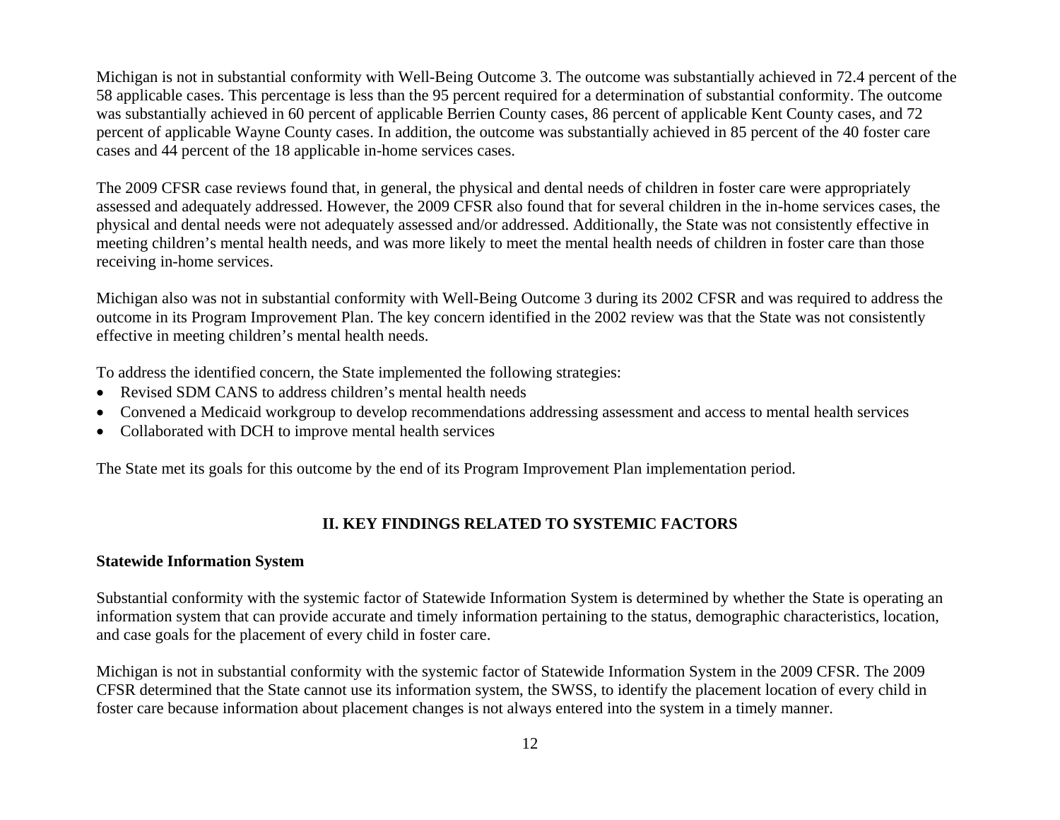Michigan is not in substantial conformity with Well-Being Outcome 3. The outcome was substantially achieved in 72.4 percent of the 58 applicable cases. This percentage is less than the 95 percent required for a determination of substantial conformity. The outcome was substantially achieved in 60 percent of applicable Berrien County cases, 86 percent of applicable Kent County cases, and 72 percent of applicable Wayne County cases. In addition, the outcome was substantially achieved in 85 percent of the 40 foster care cases and 44 percent of the 18 applicable in-home services cases.

The 2009 CFSR case reviews found that, in general, the physical and dental needs of children in foster care were appropriately assessed and adequately addressed. However, the 2009 CFSR also found that for several children in the in-home services cases, the physical and dental needs were not adequately assessed and/or addressed. Additionally, the State was not consistently effective in meeting children's mental health needs, and was more likely to meet the mental health needs of children in foster care than those receiving in-home services.

Michigan also was not in substantial conformity with Well-Being Outcome 3 during its 2002 CFSR and was required to address the outcome in its Program Improvement Plan. The key concern identified in the 2002 review was that the State was not consistently effective in meeting children's mental health needs.

To address the identified concern, the State implemented the following strategies:

- Revised SDM CANS to address children's mental health needs
- Convened a Medicaid workgroup to develop recommendations addressing assessment and access to mental health services
- Collaborated with DCH to improve mental health services

The State met its goals for this outcome by the end of its Program Improvement Plan implementation period.

## II. KEY FINDINGS RELATED TO SYSTEMIC FACTORS

### Statewide Information System

Substantial conformity with the systemic factor of Statewide Information System is determined by whether the State is operating an information system that can provide accurate and timely information pertaining to the status, demographic characteristics, location, and case goals for the placement of every child in foster care.

Michigan is not in substantial conformity with the systemic factor of Statewide Information System in the 2009 CFSR. The 2009 CFSR determined that the State cannot use its information system, the SWSS, to identify the placement location of every child in foster care because information about placement changes is not always entered into the system in a timely manner.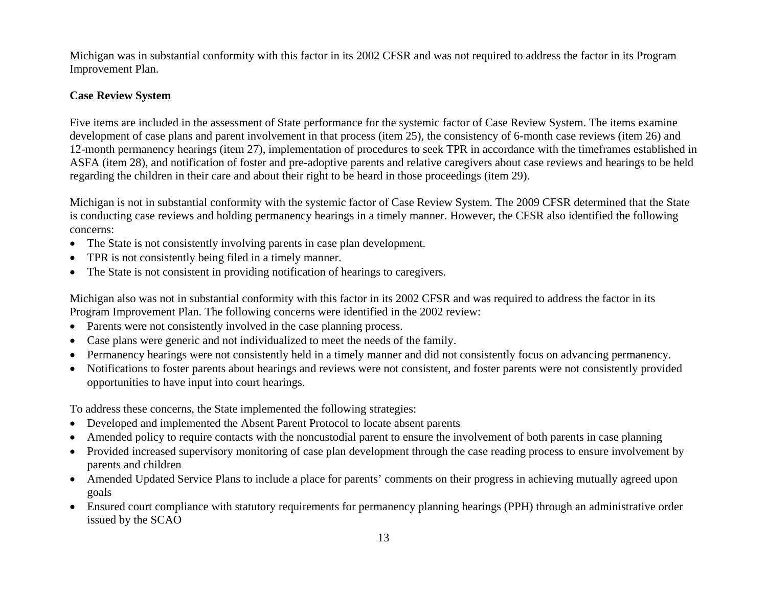Michigan was in substantial conformity with this factor in its 2002 CFSR and was not required to address the factor in its Program Improvement Plan.

**Case Review System**

Five items are included in the assessment of State performance for the systemic factor of Case Review System. The items examine development of case plans and parent involvement in that process (item 25), the consistency of 6-month case reviews (item 26) and 12-month permanency hearings (item 27), implementation of procedures to seek TPR in accordance with the timeframes established in ASFA (item 28), and notification of foster and pre-adoptive parents and relative caregivers about case reviews and hearings to be held regarding the children in their care and about their right to be heard in those proceedings (item 29).

Michigan is not in substantial conformity with the systemic factor of Case Review System. The 2009 CFSR determined that the State is conducting case reviews and holding permanency hearings in a timely manner. However, the CFSR also identified the following concerns:

- The State is not consistently involving parents in case plan development.
- TPR is not consistently being filed in a timely manner.
- The State is not consistent in providing notification of hearings to caregivers.

Michigan also was not in substantial conformity with this factor in its 2002 CFSR and was required to address the factor in its Program Improvement Plan. The following concerns were identified in the 2002 review:

- Parents were not consistently involved in the case planning process.
- Case plans were generic and not individualized to meet the needs of the family.
- Permanency hearings were not consistently held in a timely manner and did not consistently focus on advancing permanency.
- Notifications to foster parents about hearings and reviews were not consistent, and foster parents were not consistently provided opportunities to have input into court hearings.

To address these concerns, the State implemented the following strategies:

- Developed and implemented the Absent Parent Protocol to locate absent parents
- Amended policy to require contacts with the noncustodial parent to ensure the involvement of both parents in case planning
- Provided increased supervisory monitoring of case plan development through the case reading process to ensure involvement by parents and children
- Amended Updated Service Plans to include a place for parents' comments on their progress in achieving mutually agreed upon goals
- Ensured court compliance with statutory requirements for permanency planning hearings (PPH) through an administrative order issued by the SCAO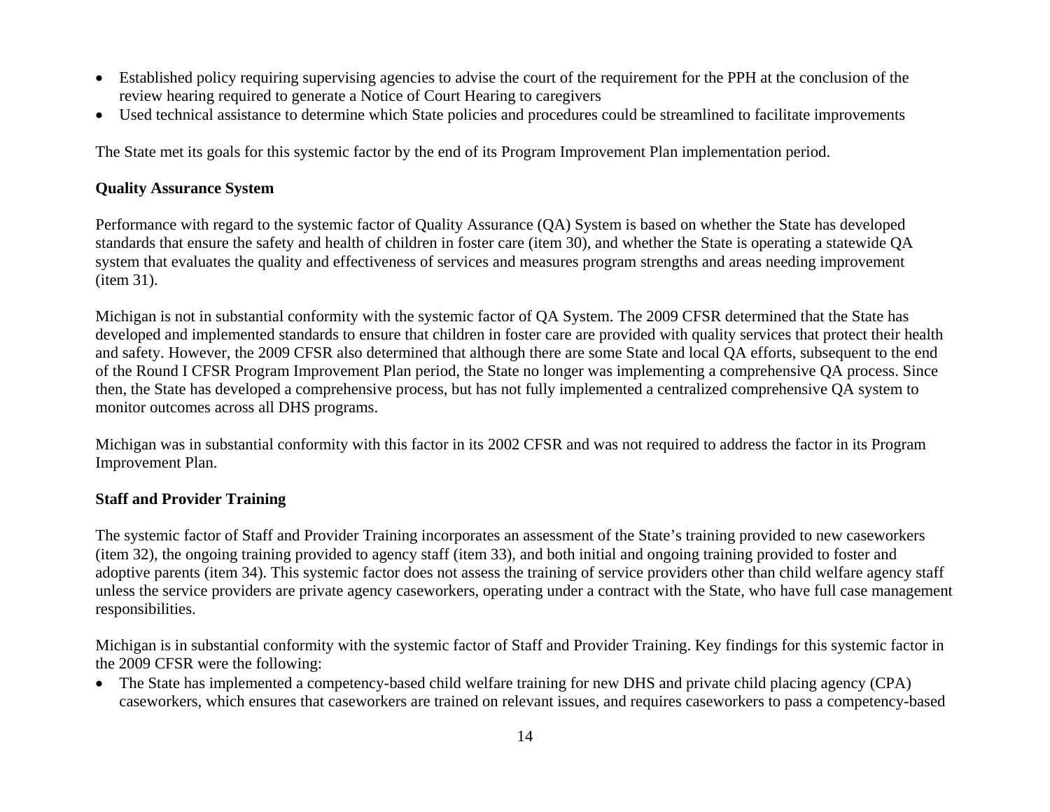- Established policy requiring supervising agencies to advise the court of the requirement for the PPH at the conclusion of the review hearing required to generate a Notice of Court Hearing to caregivers
- Used technical assistance to determine which State policies and procedures could be streamlined to facilitate improvements

The State met its goals for this systemic factor by the end of its Program Improvement Plan implementation period.

**Quality Assurance System**

Performance with regard to the systemic factor of Quality Assurance (QA) System is based on whether the State has developed standards that ensure the safety and health of children in foster care (item 30), and whether the State is operating a statewide QA system that evaluates the quality and effectiveness of services and measures program strengths and areas needing improvement (item 31).

Michigan is not in substantial conformity with the systemic factor of QA System. The 2009 CFSR determined that the State has developed and implemented standards to ensure that children in foster care are provided with quality services that protect their health and safety. However, the 2009 CFSR also determined that although there are some State and local QA efforts, subsequent to the end of the Round I CFSR Program Improvement Plan period, the State no longer was implementing a comprehensive QA process. Since then, the State has developed a comprehensive process, but has not fully implemented a centralized comprehensive QA system to monitor outcomes across all DHS programs.

Michigan was in substantial conformity with this factor in its 2002 CFSR and was not required to address the factor in its Program Improvement Plan.

**Staff and Provider Training**

The systemic factor of Staff and Provider Training incorporates an assessment of the State's training provided to new caseworkers (item 32), the ongoing training provided to agency staff (item 33), and both initial and ongoing training provided to foster and adoptive parents (item 34). This systemic factor does not assess the training of service providers other than child welfare agency staff unless the service providers are private agency caseworkers, operating under a contract with the State, who have full case management responsibilities.

Michigan is in substantial conformity with the systemic factor of Staff and Provider Training. Key findings for this systemic factor in the 2009 CFSR were the following:

- The State has implemented a competency-based child welfare training for new DHS and private child placing agency (CPA) caseworkers, which ensures that caseworkers are trained on relevant issues, and requires caseworkers to pass a competency-based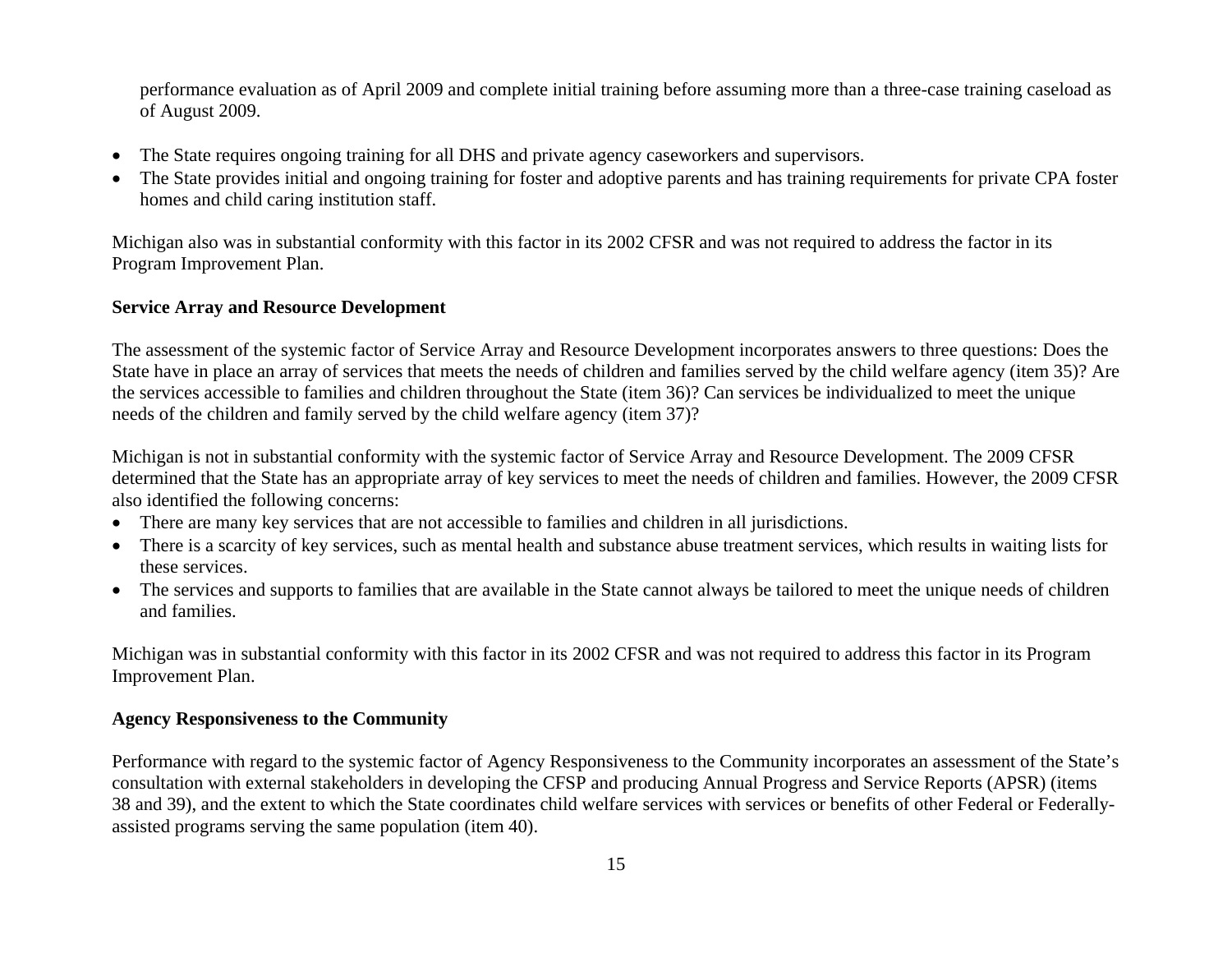performance evaluation as of April 2009 and complete initial training before assuming more than a three-case training caseload as of August 2009.

- The State requires ongoing training for all DHS and private agency caseworkers and supervisors.
- The State provides initial and ongoing training for foster and adoptive parents and has training requirements for private CPA foster homes and child caring institution staff.

Michigan also was in substantial conformity with this factor in its 2002 CFSR and was not required to address the factor in its Program Improvement Plan.

**Service Array and Resource Development**

The assessment of the systemic factor of Service Array and Resource Development incorporates answers to three questions: Does the State have in place an array of services that meets the needs of children and families served by the child welfare agency (item 35)? Are the services accessible to families and children throughout the State (item 36)? Can services be individualized to meet the unique needs of the children and family served by the child welfare agency (item 37)?

Michigan is not in substantial conformity with the systemic factor of Service Array and Resource Development. The 2009 CFSR determined that the State has an appropriate array of key services to meet the needs of children and families. However, the 2009 CFSR also identified the following concerns:

- There are many key services that are not accessible to families and children in all jurisdictions.
- There is a scarcity of key services, such as mental health and substance abuse treatment services, which results in waiting lists for these services.
- The services and supports to families that are available in the State cannot always be tailored to meet the unique needs of children and families.

Michigan was in substantial conformity with this factor in its 2002 CFSR and was not required to address this factor in its Program Improvement Plan.

**Agency Responsiveness to the Community**

Performance with regard to the systemic factor of Agency Responsiveness to the Community incorporates an assessment of the State's consultation with external stakeholders in developing the CFSP and producing Annual Progress and Service Reports (APSR) (items 38 and 39), and the extent to which the State coordinates child welfare services with services or benefits of other Federal or Federally-assisted programs serving the same population (item 40).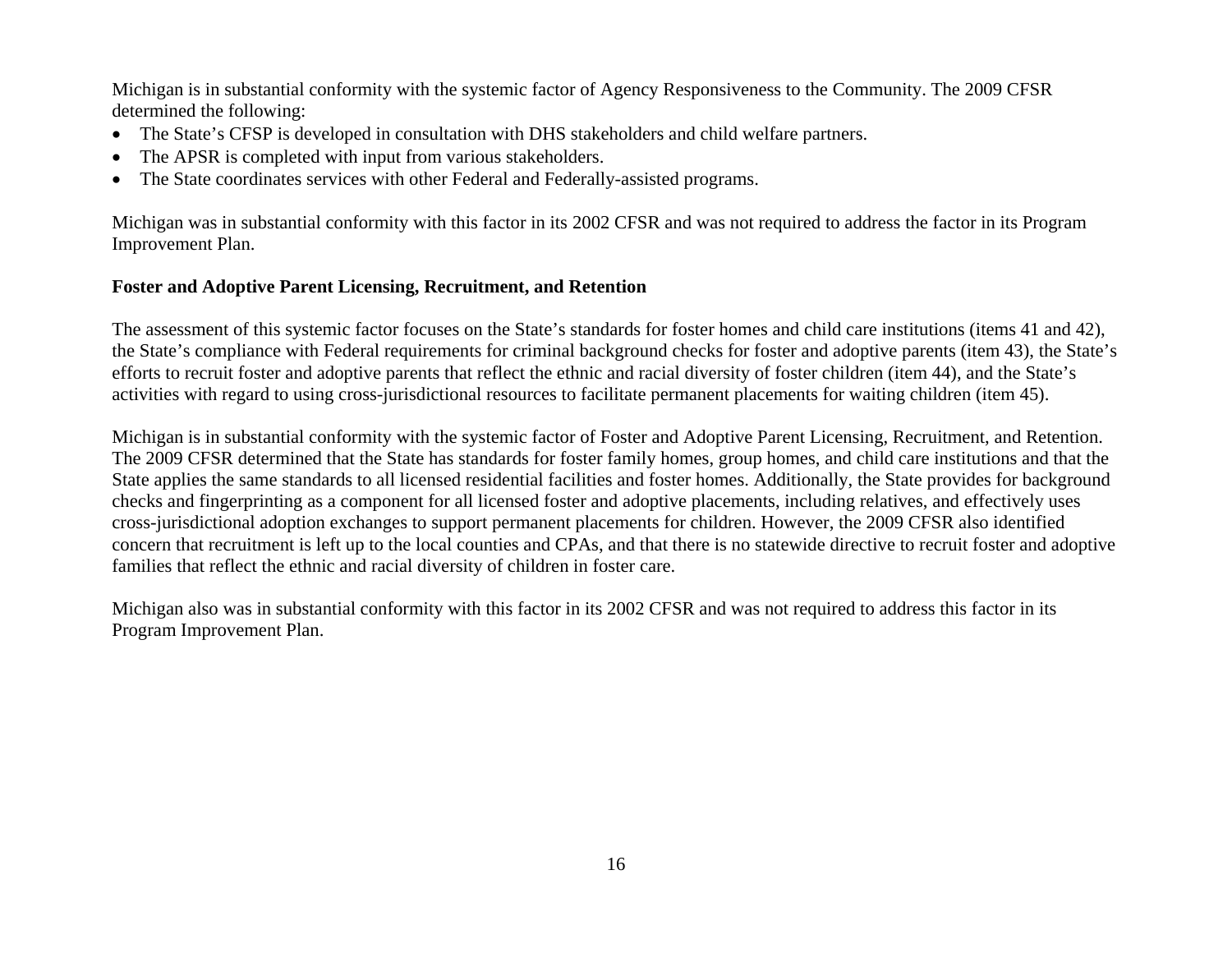Michigan is in substantial conformity with the systemic factor of Agency Responsiveness to the Community. The 2009 CFSR determined the following:

- The State's CFSP is developed in consultation with DHS stakeholders and child welfare partners.
- The APSR is completed with input from various stakeholders.
- The State coordinates services with other Federal and Federally-assisted programs.

Michigan was in substantial conformity with this factor in its 2002 CFSR and was not required to address the factor in its Program Improvement Plan.

**Foster and Adoptive Parent Licensing, Recruitment, and Retention**

The assessment of this systemic factor focuses on the State's standards for foster homes and child care institutions (items 41 and 42), the State's compliance with Federal requirements for criminal background checks for foster and adoptive parents (item 43), the State's efforts to recruit foster and adoptive parents that reflect the ethnic and racial diversity of foster children (item 44), and the State's activities with regard to using cross-jurisdictional resources to facilitate permanent placements for waiting children (item 45).

Michigan is in substantial conformity with the systemic factor of Foster and Adoptive Parent Licensing, Recruitment, and Retention. The 2009 CFSR determined that the State has standards for foster family homes, group homes, and child care institutions and that the State applies the same standards to all licensed residential facilities and foster homes. Additionally, the State provides for background checks and fingerprinting as a component for all licensed foster and adoptive placements, including relatives, and effectively uses cross-jurisdictional adoption exchanges to support permanent placements for children. However, the 2009 CFSR also identified concern that recruitment is left up to the local counties and CPAs, and that there is no statewide directive to recruit foster and adoptive families that reflect the ethnic and racial diversity of children in foster care.

Michigan also was in substantial conformity with this factor in its 2002 CFSR and was not required to address this factor in its Program Improvement Plan.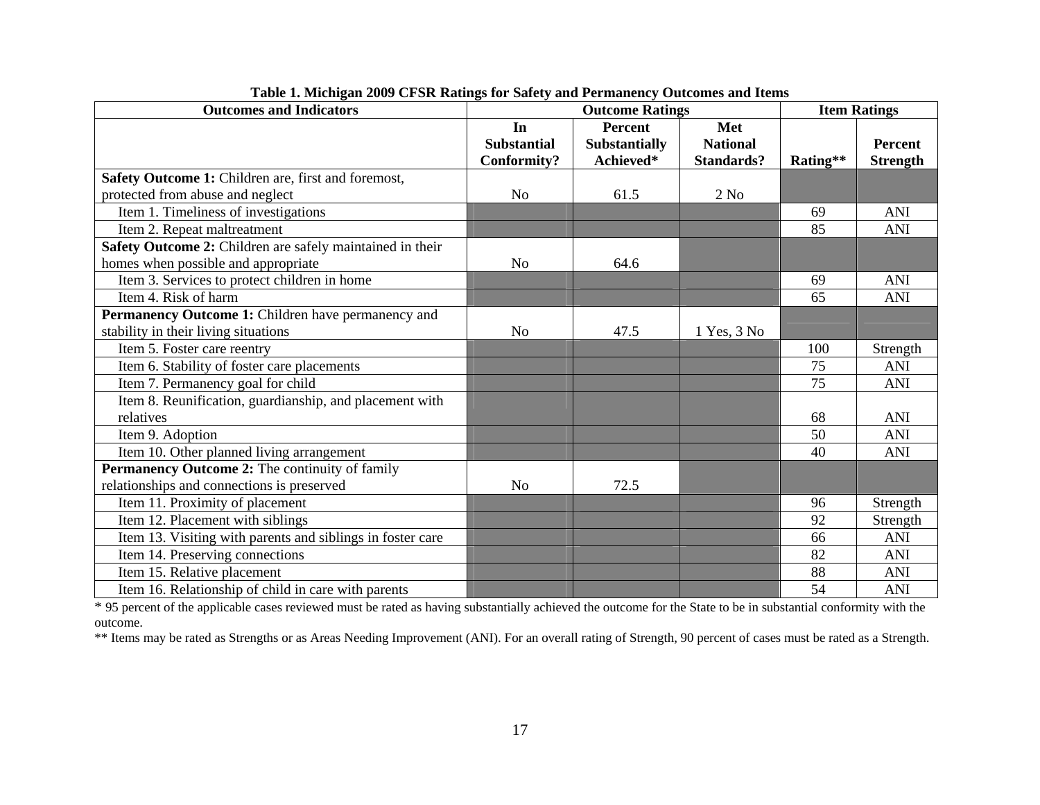**Table 1. Michigan 2009 CFSR Ratings for Safety and Permanency Outcomes and Items**

| Outcomes and Indicators | Outcome Ratings | | | Item Ratings | |
|---|---|---|---|---|---|
| | In Substantial Conformity? | Percent Substantially Achieved* | Met National Standards? | Rating** | Percent Strength |
| **Safety Outcome 1:** Children are, first and foremost, protected from abuse and neglect | No | 61.5 | 2 No | | |
| Item 1. Timeliness of investigations | | | | 69 | ANI |
| Item 2. Repeat maltreatment | | | | 85 | ANI |
| **Safety Outcome 2:** Children are safely maintained in their homes when possible and appropriate | No | 64.6 | | | |
| Item 3. Services to protect children in home | | | | 69 | ANI |
| Item 4. Risk of harm | | | | 65 | ANI |
| **Permanency Outcome 1:** Children have permanency and stability in their living situations | No | 47.5 | 1 Yes, 3 No | | |
| Item 5. Foster care reentry | | | | 100 | Strength |
| Item 6. Stability of foster care placements | | | | 75 | ANI |
| Item 7. Permanency goal for child | | | | 75 | ANI |
| Item 8. Reunification, guardianship, and placement with relatives | | | | 68 | ANI |
| Item 9. Adoption | | | | 50 | ANI |
| Item 10. Other planned living arrangement | | | | 40 | ANI |
| **Permanency Outcome 2:** The continuity of family relationships and connections is preserved | No | 72.5 | | | |
| Item 11. Proximity of placement | | | | 96 | Strength |
| Item 12. Placement with siblings | | | | 92 | Strength |
| Item 13. Visiting with parents and siblings in foster care | | | | 66 | ANI |
| Item 14. Preserving connections | | | | 82 | ANI |
| Item 15. Relative placement | | | | 88 | ANI |
| Item 16. Relationship of child in care with parents | | | | 54 | ANI |

* 95 percent of the applicable cases reviewed must be rated as having substantially achieved the outcome for the State to be in substantial conformity with the outcome.

** Items may be rated as Strengths or as Areas Needing Improvement (ANI). For an overall rating of Strength, 90 percent of cases must be rated as a Strength.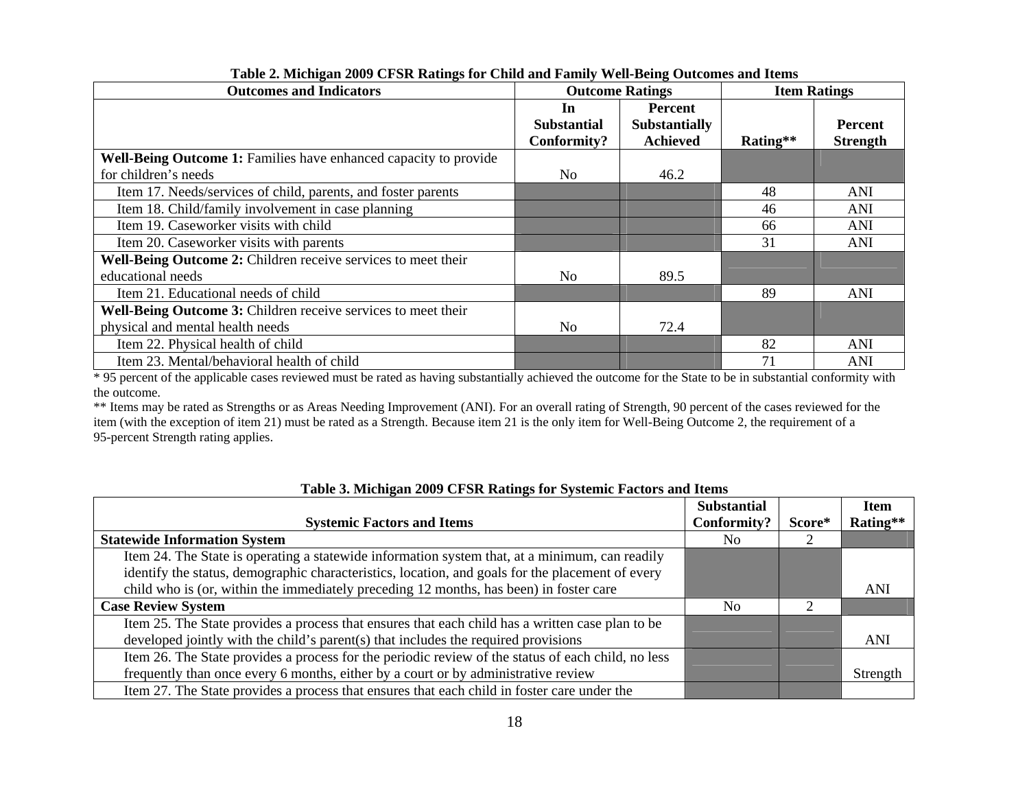**Table 2. Michigan 2009 CFSR Ratings for Child and Family Well-Being Outcomes and Items**

| Outcomes and Indicators | Outcome Ratings | | Item Ratings | |
|---|---|---|---|---|
| | In Substantial Conformity? | Percent Substantially Achieved | Rating** | Percent Strength |
| **Well-Being Outcome 1:** Families have enhanced capacity to provide for children's needs | No | 46.2 | | |
| Item 17. Needs/services of child, parents, and foster parents | | | 48 | ANI |
| Item 18. Child/family involvement in case planning | | | 46 | ANI |
| Item 19. Caseworker visits with child | | | 66 | ANI |
| Item 20. Caseworker visits with parents | | | 31 | ANI |
| **Well-Being Outcome 2:** Children receive services to meet their educational needs | No | 89.5 | | |
| Item 21. Educational needs of child | | | 89 | ANI |
| **Well-Being Outcome 3:** Children receive services to meet their physical and mental health needs | No | 72.4 | | |
| Item 22. Physical health of child | | | 82 | ANI |
| Item 23. Mental/behavioral health of child | | | 71 | ANI |

* 95 percent of the applicable cases reviewed must be rated as having substantially achieved the outcome for the State to be in substantial conformity with the outcome.

** Items may be rated as Strengths or as Areas Needing Improvement (ANI). For an overall rating of Strength, 90 percent of the cases reviewed for the item (with the exception of item 21) must be rated as a Strength. Because item 21 is the only item for Well-Being Outcome 2, the requirement of a 95-percent Strength rating applies.

**Table 3. Michigan 2009 CFSR Ratings for Systemic Factors and Items**

| Systemic Factors and Items | Substantial Conformity? | Score* | Item Rating** |
|---|---|---|---|
| **Statewide Information System** | No | 2 | |
| Item 24. The State is operating a statewide information system that, at a minimum, can readily identify the status, demographic characteristics, location, and goals for the placement of every child who is (or, within the immediately preceding 12 months, has been) in foster care | | | ANI |
| **Case Review System** | No | 2 | |
| Item 25. The State provides a process that ensures that each child has a written case plan to be developed jointly with the child's parent(s) that includes the required provisions | | | ANI |
| Item 26. The State provides a process for the periodic review of the status of each child, no less frequently than once every 6 months, either by a court or by administrative review | | | Strength |
| Item 27. The State provides a process that ensures that each child in foster care under the | | | |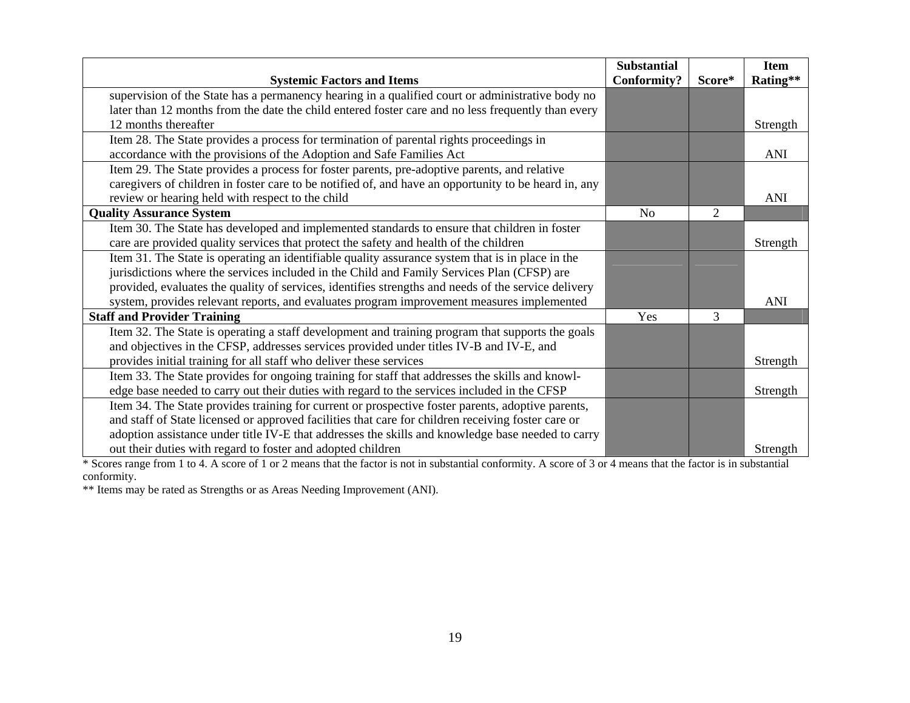| Systemic Factors and Items | Substantial Conformity? | Score* | Item Rating** |
|---|---|---|---|
| supervision of the State has a permanency hearing in a qualified court or administrative body no later than 12 months from the date the child entered foster care and no less frequently than every 12 months thereafter | | | Strength |
| Item 28. The State provides a process for termination of parental rights proceedings in accordance with the provisions of the Adoption and Safe Families Act | | | ANI |
| Item 29. The State provides a process for foster parents, pre-adoptive parents, and relative caregivers of children in foster care to be notified of, and have an opportunity to be heard in, any review or hearing held with respect to the child | | | ANI |
| **Quality Assurance System** | No | 2 | |
| Item 30. The State has developed and implemented standards to ensure that children in foster care are provided quality services that protect the safety and health of the children | | | Strength |
| Item 31. The State is operating an identifiable quality assurance system that is in place in the jurisdictions where the services included in the Child and Family Services Plan (CFSP) are provided, evaluates the quality of services, identifies strengths and needs of the service delivery system, provides relevant reports, and evaluates program improvement measures implemented | | | ANI |
| **Staff and Provider Training** | Yes | 3 | |
| Item 32. The State is operating a staff development and training program that supports the goals and objectives in the CFSP, addresses services provided under titles IV-B and IV-E, and provides initial training for all staff who deliver these services | | | Strength |
| Item 33. The State provides for ongoing training for staff that addresses the skills and knowledge base needed to carry out their duties with regard to the services included in the CFSP | | | Strength |
| Item 34. The State provides training for current or prospective foster parents, adoptive parents, and staff of State licensed or approved facilities that care for children receiving foster care or adoption assistance under title IV-E that addresses the skills and knowledge base needed to carry out their duties with regard to foster and adopted children | | | Strength |

* Scores range from 1 to 4. A score of 1 or 2 means that the factor is not in substantial conformity. A score of 3 or 4 means that the factor is in substantial conformity.

** Items may be rated as Strengths or as Areas Needing Improvement (ANI).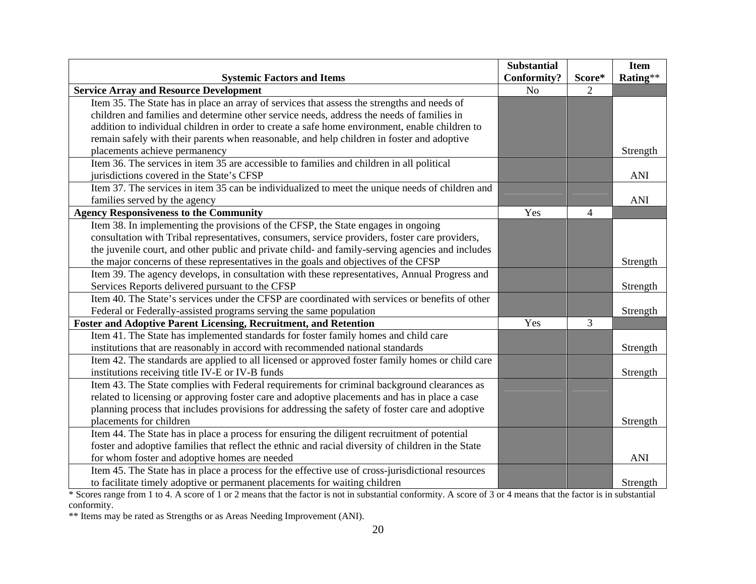| Systemic Factors and Items | Substantial Conformity? | Score* | Item Rating** |
|---|---|---|---|
| **Service Array and Resource Development** | No | 2 | |
| Item 35. The State has in place an array of services that assess the strengths and needs of children and families and determine other service needs, address the needs of families in addition to individual children in order to create a safe home environment, enable children to remain safely with their parents when reasonable, and help children in foster and adoptive placements achieve permanency | | | Strength |
| Item 36. The services in item 35 are accessible to families and children in all political jurisdictions covered in the State's CFSP | | | ANI |
| Item 37. The services in item 35 can be individualized to meet the unique needs of children and families served by the agency | | | ANI |
| **Agency Responsiveness to the Community** | Yes | 4 | |
| Item 38. In implementing the provisions of the CFSP, the State engages in ongoing consultation with Tribal representatives, consumers, service providers, foster care providers, the juvenile court, and other public and private child- and family-serving agencies and includes the major concerns of these representatives in the goals and objectives of the CFSP | | | Strength |
| Item 39. The agency develops, in consultation with these representatives, Annual Progress and Services Reports delivered pursuant to the CFSP | | | Strength |
| Item 40. The State's services under the CFSP are coordinated with services or benefits of other Federal or Federally-assisted programs serving the same population | | | Strength |
| **Foster and Adoptive Parent Licensing, Recruitment, and Retention** | Yes | 3 | |
| Item 41. The State has implemented standards for foster family homes and child care institutions that are reasonably in accord with recommended national standards | | | Strength |
| Item 42. The standards are applied to all licensed or approved foster family homes or child care institutions receiving title IV-E or IV-B funds | | | Strength |
| Item 43. The State complies with Federal requirements for criminal background clearances as related to licensing or approving foster care and adoptive placements and has in place a case planning process that includes provisions for addressing the safety of foster care and adoptive placements for children | | | Strength |
| Item 44. The State has in place a process for ensuring the diligent recruitment of potential foster and adoptive families that reflect the ethnic and racial diversity of children in the State for whom foster and adoptive homes are needed | | | ANI |
| Item 45. The State has in place a process for the effective use of cross-jurisdictional resources to facilitate timely adoptive or permanent placements for waiting children | | | Strength |

* Scores range from 1 to 4. A score of 1 or 2 means that the factor is not in substantial conformity. A score of 3 or 4 means that the factor is in substantial conformity.

** Items may be rated as Strengths or as Areas Needing Improvement (ANI).